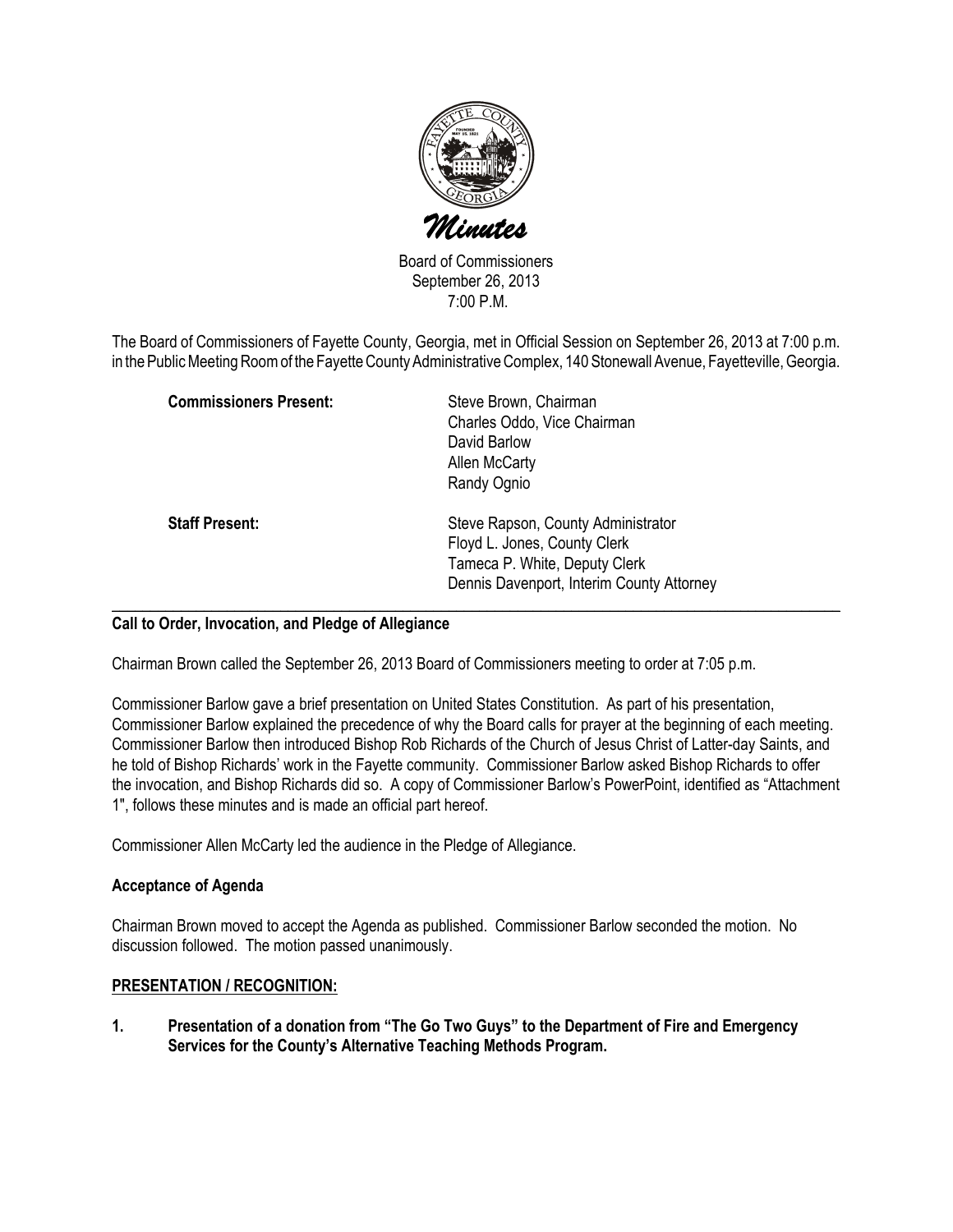# *Minutes*

Board of Commissioners
September 26, 2013
7:00 P.M.

The Board of Commissioners of Fayette County, Georgia, met in Official Session on September 26, 2013 at 7:00 p.m. in the Public Meeting Room of the Fayette County Administrative Complex, 140 Stonewall Avenue, Fayetteville, Georgia.

| | |
|---|---|
| **Commissioners Present:** | Steve Brown, Chairman<br>Charles Oddo, Vice Chairman<br>David Barlow<br>Allen McCarty<br>Randy Ognio |
| **Staff Present:** | Steve Rapson, County Administrator<br>Floyd L. Jones, County Clerk<br>Tameca P. White, Deputy Clerk<br>Dennis Davenport, Interim County Attorney |

---

**Call to Order, Invocation, and Pledge of Allegiance**

Chairman Brown called the September 26, 2013 Board of Commissioners meeting to order at 7:05 p.m.

Commissioner Barlow gave a brief presentation on United States Constitution. As part of his presentation, Commissioner Barlow explained the precedence of why the Board calls for prayer at the beginning of each meeting. Commissioner Barlow then introduced Bishop Rob Richards of the Church of Jesus Christ of Latter-day Saints, and he told of Bishop Richards' work in the Fayette community. Commissioner Barlow asked Bishop Richards to offer the invocation, and Bishop Richards did so. A copy of Commissioner Barlow's PowerPoint, identified as "Attachment 1", follows these minutes and is made an official part hereof.

Commissioner Allen McCarty led the audience in the Pledge of Allegiance.

**Acceptance of Agenda**

Chairman Brown moved to accept the Agenda as published. Commissioner Barlow seconded the motion. No discussion followed. The motion passed unanimously.

**PRESENTATION / RECOGNITION:**

**1. Presentation of a donation from "The Go Two Guys" to the Department of Fire and Emergency Services for the County's Alternative Teaching Methods Program.**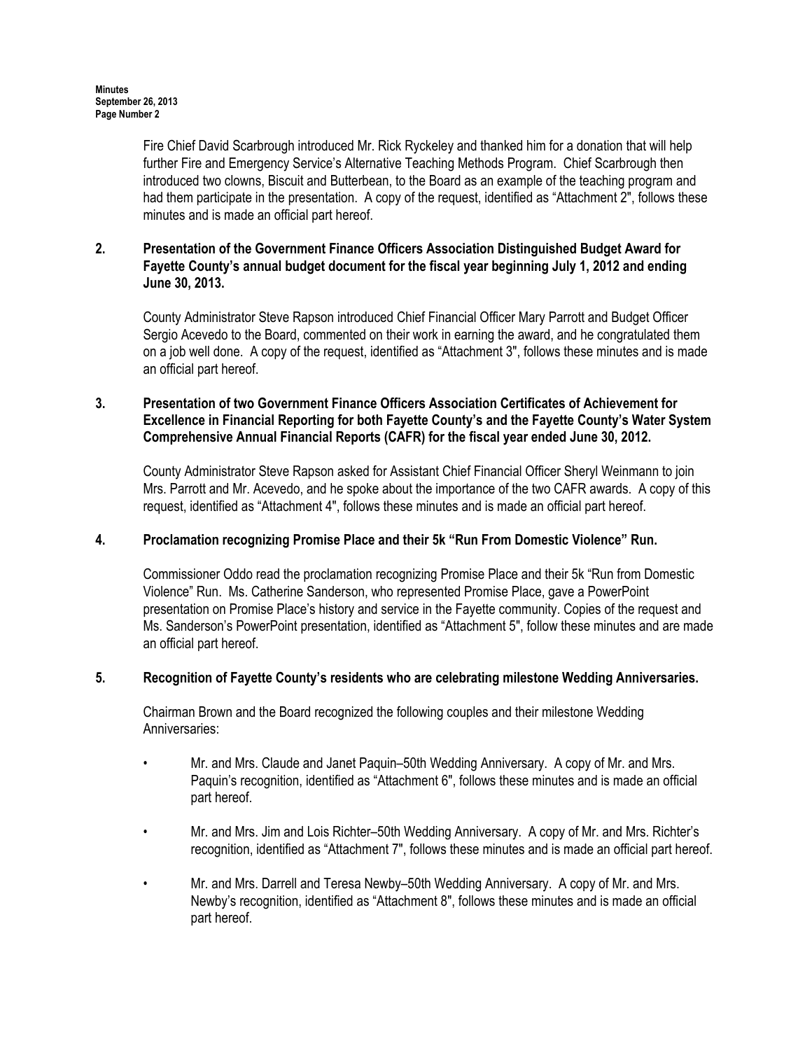Fire Chief David Scarbrough introduced Mr. Rick Ryckeley and thanked him for a donation that will help further Fire and Emergency Service's Alternative Teaching Methods Program. Chief Scarbrough then introduced two clowns, Biscuit and Butterbean, to the Board as an example of the teaching program and had them participate in the presentation. A copy of the request, identified as "Attachment 2", follows these minutes and is made an official part hereof.

**2. Presentation of the Government Finance Officers Association Distinguished Budget Award for Fayette County's annual budget document for the fiscal year beginning July 1, 2012 and ending June 30, 2013.**

County Administrator Steve Rapson introduced Chief Financial Officer Mary Parrott and Budget Officer Sergio Acevedo to the Board, commented on their work in earning the award, and he congratulated them on a job well done. A copy of the request, identified as "Attachment 3", follows these minutes and is made an official part hereof.

**3. Presentation of two Government Finance Officers Association Certificates of Achievement for Excellence in Financial Reporting for both Fayette County's and the Fayette County's Water System Comprehensive Annual Financial Reports (CAFR) for the fiscal year ended June 30, 2012.**

County Administrator Steve Rapson asked for Assistant Chief Financial Officer Sheryl Weinmann to join Mrs. Parrott and Mr. Acevedo, and he spoke about the importance of the two CAFR awards. A copy of this request, identified as "Attachment 4", follows these minutes and is made an official part hereof.

**4. Proclamation recognizing Promise Place and their 5k "Run From Domestic Violence" Run.**

Commissioner Oddo read the proclamation recognizing Promise Place and their 5k "Run from Domestic Violence" Run. Ms. Catherine Sanderson, who represented Promise Place, gave a PowerPoint presentation on Promise Place's history and service in the Fayette community. Copies of the request and Ms. Sanderson's PowerPoint presentation, identified as "Attachment 5", follow these minutes and are made an official part hereof.

**5. Recognition of Fayette County's residents who are celebrating milestone Wedding Anniversaries.**

Chairman Brown and the Board recognized the following couples and their milestone Wedding Anniversaries:

- Mr. and Mrs. Claude and Janet Paquin–50th Wedding Anniversary. A copy of Mr. and Mrs. Paquin's recognition, identified as "Attachment 6", follows these minutes and is made an official part hereof.
- Mr. and Mrs. Jim and Lois Richter–50th Wedding Anniversary. A copy of Mr. and Mrs. Richter's recognition, identified as "Attachment 7", follows these minutes and is made an official part hereof.
- Mr. and Mrs. Darrell and Teresa Newby–50th Wedding Anniversary. A copy of Mr. and Mrs. Newby's recognition, identified as "Attachment 8", follows these minutes and is made an official part hereof.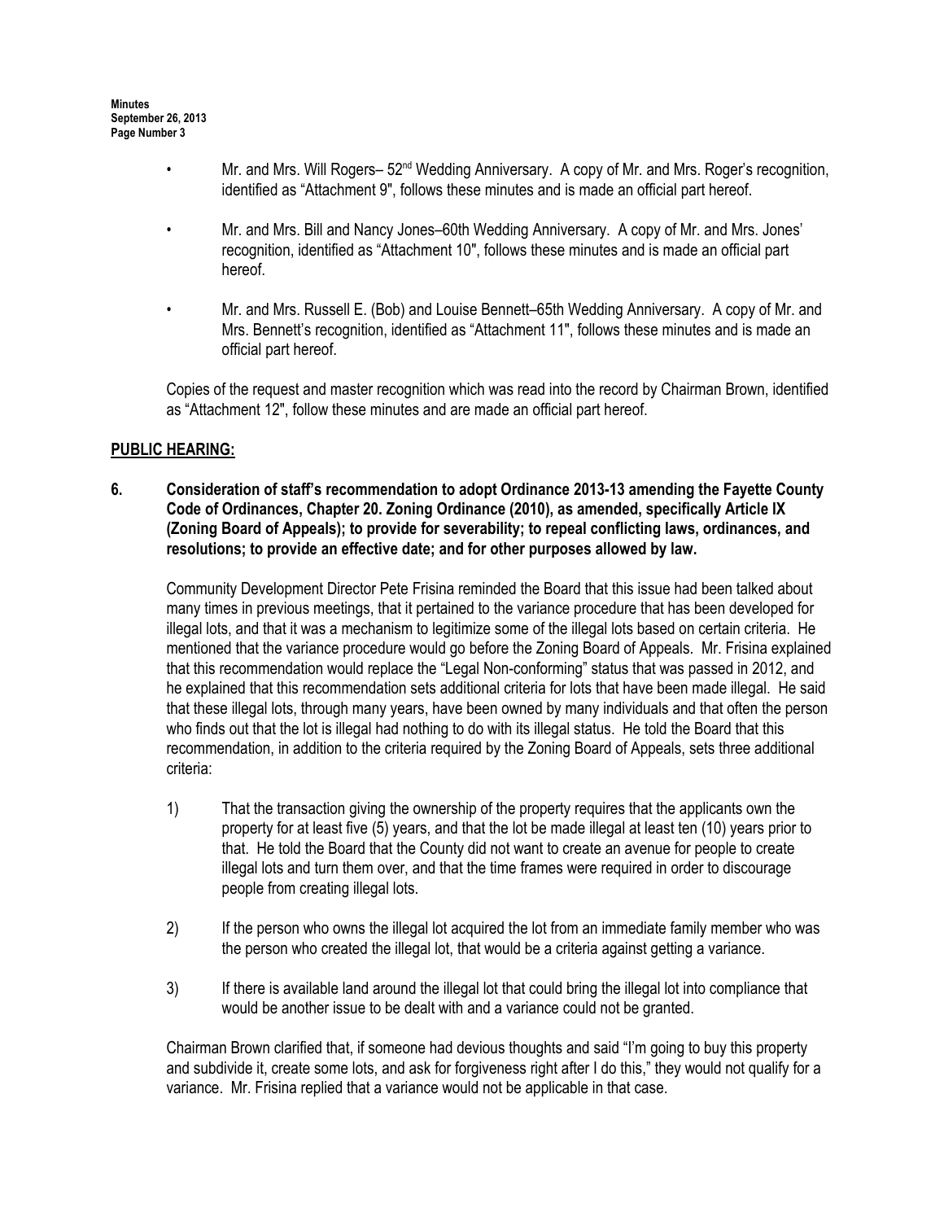- Mr. and Mrs. Will Rogers– 52nd Wedding Anniversary. A copy of Mr. and Mrs. Roger's recognition, identified as "Attachment 9", follows these minutes and is made an official part hereof.

- Mr. and Mrs. Bill and Nancy Jones–60th Wedding Anniversary. A copy of Mr. and Mrs. Jones' recognition, identified as "Attachment 10", follows these minutes and is made an official part hereof.

- Mr. and Mrs. Russell E. (Bob) and Louise Bennett–65th Wedding Anniversary. A copy of Mr. and Mrs. Bennett's recognition, identified as "Attachment 11", follows these minutes and is made an official part hereof.

Copies of the request and master recognition which was read into the record by Chairman Brown, identified as "Attachment 12", follow these minutes and are made an official part hereof.

**PUBLIC HEARING:**

**6. Consideration of staff's recommendation to adopt Ordinance 2013-13 amending the Fayette County Code of Ordinances, Chapter 20. Zoning Ordinance (2010), as amended, specifically Article IX (Zoning Board of Appeals); to provide for severability; to repeal conflicting laws, ordinances, and resolutions; to provide an effective date; and for other purposes allowed by law.**

Community Development Director Pete Frisina reminded the Board that this issue had been talked about many times in previous meetings, that it pertained to the variance procedure that has been developed for illegal lots, and that it was a mechanism to legitimize some of the illegal lots based on certain criteria. He mentioned that the variance procedure would go before the Zoning Board of Appeals. Mr. Frisina explained that this recommendation would replace the "Legal Non-conforming" status that was passed in 2012, and he explained that this recommendation sets additional criteria for lots that have been made illegal. He said that these illegal lots, through many years, have been owned by many individuals and that often the person who finds out that the lot is illegal had nothing to do with its illegal status. He told the Board that this recommendation, in addition to the criteria required by the Zoning Board of Appeals, sets three additional criteria:

1) That the transaction giving the ownership of the property requires that the applicants own the property for at least five (5) years, and that the lot be made illegal at least ten (10) years prior to that. He told the Board that the County did not want to create an avenue for people to create illegal lots and turn them over, and that the time frames were required in order to discourage people from creating illegal lots.

2) If the person who owns the illegal lot acquired the lot from an immediate family member who was the person who created the illegal lot, that would be a criteria against getting a variance.

3) If there is available land around the illegal lot that could bring the illegal lot into compliance that would be another issue to be dealt with and a variance could not be granted.

Chairman Brown clarified that, if someone had devious thoughts and said "I'm going to buy this property and subdivide it, create some lots, and ask for forgiveness right after I do this," they would not qualify for a variance. Mr. Frisina replied that a variance would not be applicable in that case.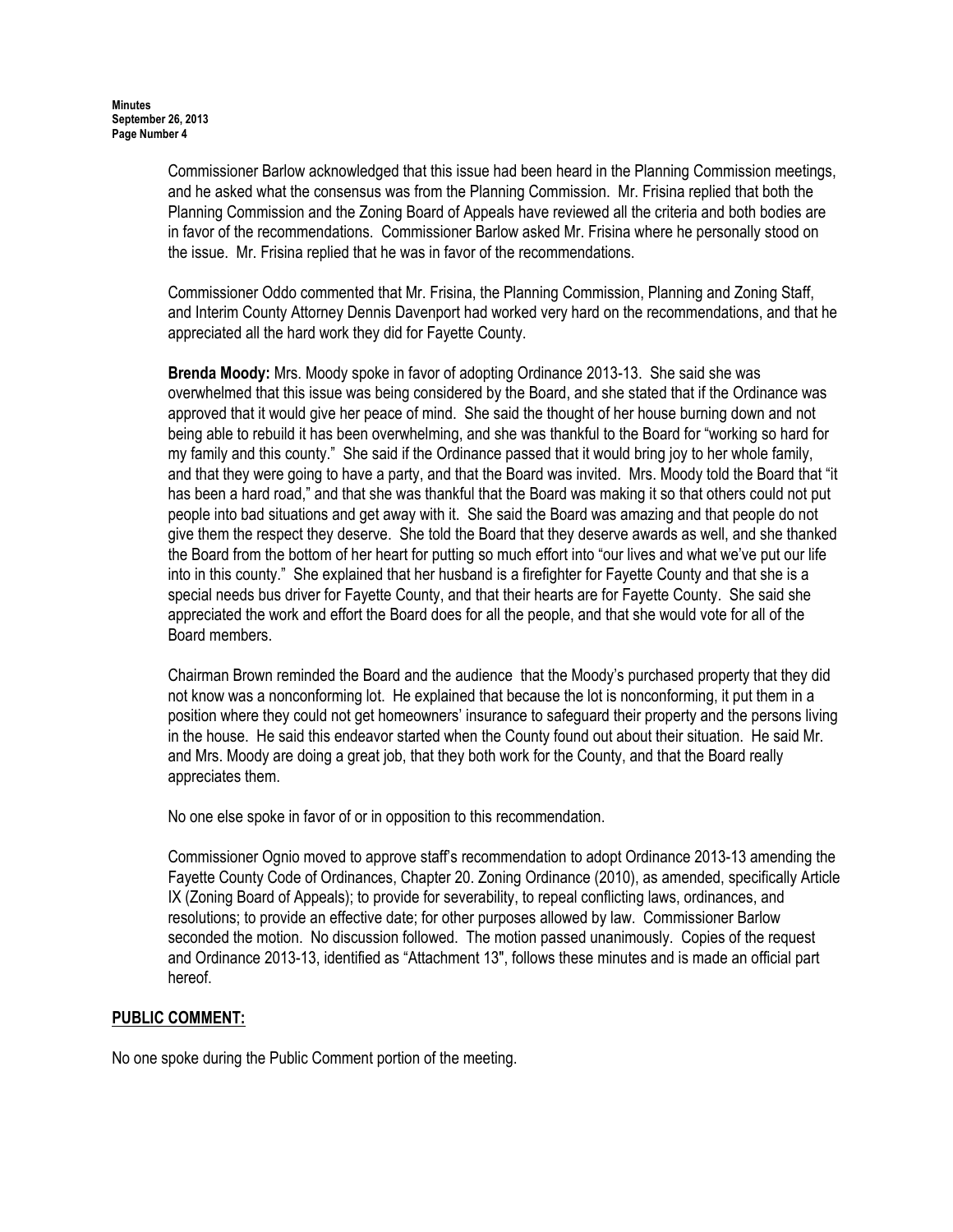Commissioner Barlow acknowledged that this issue had been heard in the Planning Commission meetings, and he asked what the consensus was from the Planning Commission. Mr. Frisina replied that both the Planning Commission and the Zoning Board of Appeals have reviewed all the criteria and both bodies are in favor of the recommendations. Commissioner Barlow asked Mr. Frisina where he personally stood on the issue. Mr. Frisina replied that he was in favor of the recommendations.

Commissioner Oddo commented that Mr. Frisina, the Planning Commission, Planning and Zoning Staff, and Interim County Attorney Dennis Davenport had worked very hard on the recommendations, and that he appreciated all the hard work they did for Fayette County.

**Brenda Moody:** Mrs. Moody spoke in favor of adopting Ordinance 2013-13. She said she was overwhelmed that this issue was being considered by the Board, and she stated that if the Ordinance was approved that it would give her peace of mind. She said the thought of her house burning down and not being able to rebuild it has been overwhelming, and she was thankful to the Board for "working so hard for my family and this county." She said if the Ordinance passed that it would bring joy to her whole family, and that they were going to have a party, and that the Board was invited. Mrs. Moody told the Board that "it has been a hard road," and that she was thankful that the Board was making it so that others could not put people into bad situations and get away with it. She said the Board was amazing and that people do not give them the respect they deserve. She told the Board that they deserve awards as well, and she thanked the Board from the bottom of her heart for putting so much effort into "our lives and what we've put our life into in this county." She explained that her husband is a firefighter for Fayette County and that she is a special needs bus driver for Fayette County, and that their hearts are for Fayette County. She said she appreciated the work and effort the Board does for all the people, and that she would vote for all of the Board members.

Chairman Brown reminded the Board and the audience that the Moody's purchased property that they did not know was a nonconforming lot. He explained that because the lot is nonconforming, it put them in a position where they could not get homeowners' insurance to safeguard their property and the persons living in the house. He said this endeavor started when the County found out about their situation. He said Mr. and Mrs. Moody are doing a great job, that they both work for the County, and that the Board really appreciates them.

No one else spoke in favor of or in opposition to this recommendation.

Commissioner Ognio moved to approve staff's recommendation to adopt Ordinance 2013-13 amending the Fayette County Code of Ordinances, Chapter 20. Zoning Ordinance (2010), as amended, specifically Article IX (Zoning Board of Appeals); to provide for severability, to repeal conflicting laws, ordinances, and resolutions; to provide an effective date; for other purposes allowed by law. Commissioner Barlow seconded the motion. No discussion followed. The motion passed unanimously. Copies of the request and Ordinance 2013-13, identified as "Attachment 13", follows these minutes and is made an official part hereof.

## PUBLIC COMMENT:

No one spoke during the Public Comment portion of the meeting.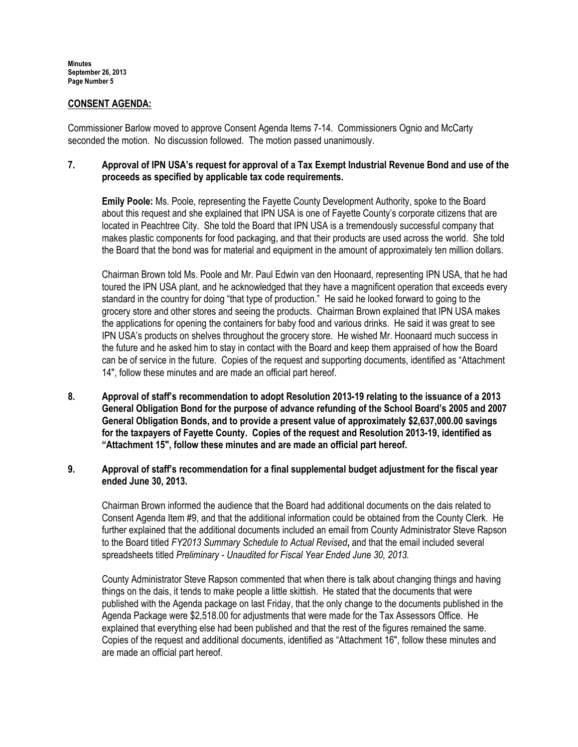## CONSENT AGENDA:

Commissioner Barlow moved to approve Consent Agenda Items 7-14. Commissioners Ognio and McCarty seconded the motion. No discussion followed. The motion passed unanimously.

**7. Approval of IPN USA's request for approval of a Tax Exempt Industrial Revenue Bond and use of the proceeds as specified by applicable tax code requirements.**

**Emily Poole:** Ms. Poole, representing the Fayette County Development Authority, spoke to the Board about this request and she explained that IPN USA is one of Fayette County's corporate citizens that are located in Peachtree City. She told the Board that IPN USA is a tremendously successful company that makes plastic components for food packaging, and that their products are used across the world. She told the Board that the bond was for material and equipment in the amount of approximately ten million dollars.

Chairman Brown told Ms. Poole and Mr. Paul Edwin van den Hoonaard, representing IPN USA, that he had toured the IPN USA plant, and he acknowledged that they have a magnificent operation that exceeds every standard in the country for doing "that type of production." He said he looked forward to going to the grocery store and other stores and seeing the products. Chairman Brown explained that IPN USA makes the applications for opening the containers for baby food and various drinks. He said it was great to see IPN USA's products on shelves throughout the grocery store. He wished Mr. Hoonaard much success in the future and he asked him to stay in contact with the Board and keep them appraised of how the Board can be of service in the future. Copies of the request and supporting documents, identified as "Attachment 14", follow these minutes and are made an official part hereof.

**8. Approval of staff's recommendation to adopt Resolution 2013-19 relating to the issuance of a 2013 General Obligation Bond for the purpose of advance refunding of the School Board's 2005 and 2007 General Obligation Bonds, and to provide a present value of approximately $2,637,000.00 savings for the taxpayers of Fayette County. Copies of the request and Resolution 2013-19, identified as "Attachment 15", follow these minutes and are made an official part hereof.**

**9. Approval of staff's recommendation for a final supplemental budget adjustment for the fiscal year ended June 30, 2013.**

Chairman Brown informed the audience that the Board had additional documents on the dais related to Consent Agenda Item #9, and that the additional information could be obtained from the County Clerk. He further explained that the additional documents included an email from County Administrator Steve Rapson to the Board titled *FY2013 Summary Schedule to Actual Revised*, and that the email included several spreadsheets titled *Preliminary - Unaudited for Fiscal Year Ended June 30, 2013.*

County Administrator Steve Rapson commented that when there is talk about changing things and having things on the dais, it tends to make people a little skittish. He stated that the documents that were published with the Agenda package on last Friday, that the only change to the documents published in the Agenda Package were $2,518.00 for adjustments that were made for the Tax Assessors Office. He explained that everything else had been published and that the rest of the figures remained the same. Copies of the request and additional documents, identified as "Attachment 16", follow these minutes and are made an official part hereof.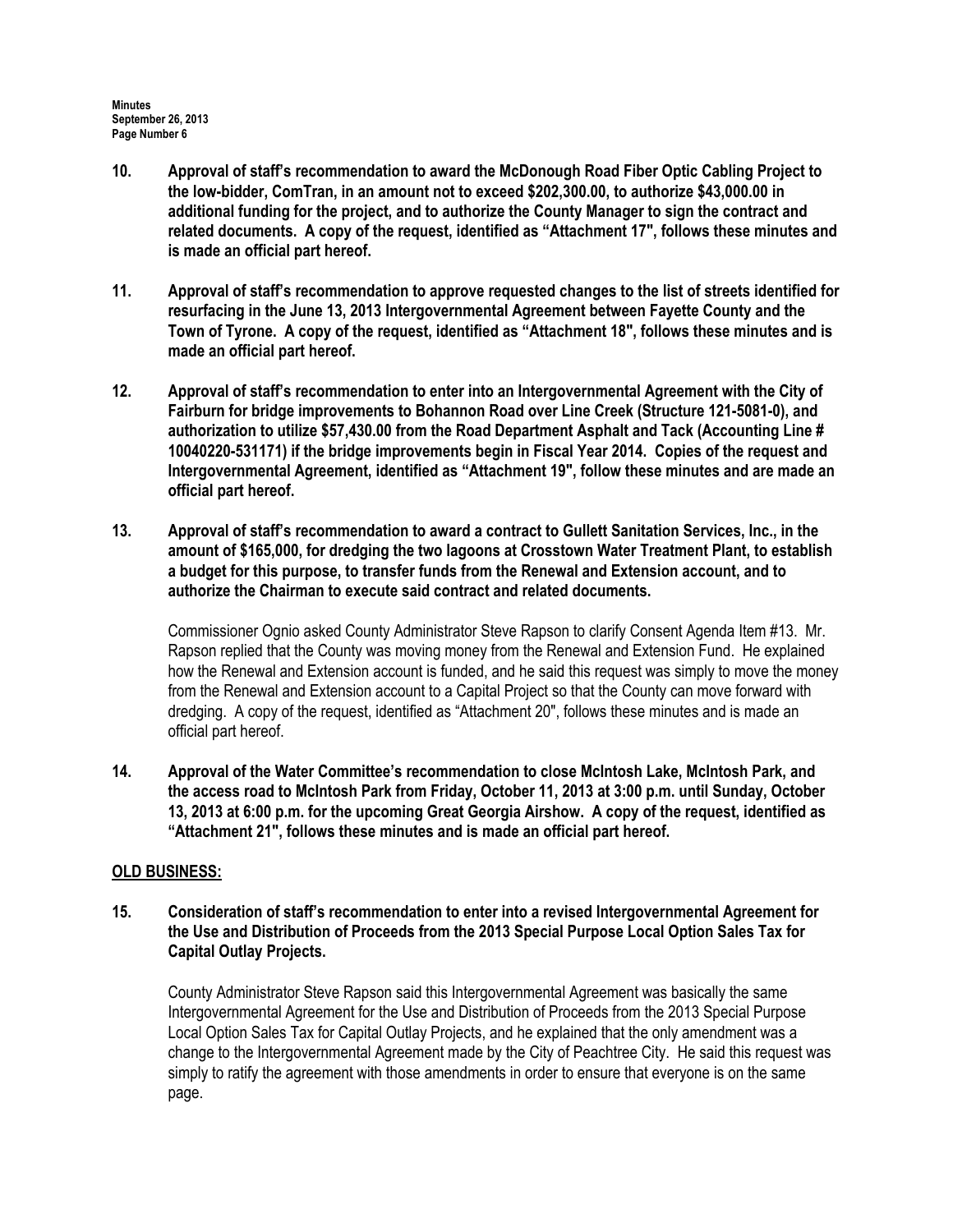**10. Approval of staff's recommendation to award the McDonough Road Fiber Optic Cabling Project to the low-bidder, ComTran, in an amount not to exceed $202,300.00, to authorize $43,000.00 in additional funding for the project, and to authorize the County Manager to sign the contract and related documents. A copy of the request, identified as "Attachment 17", follows these minutes and is made an official part hereof.**

**11. Approval of staff's recommendation to approve requested changes to the list of streets identified for resurfacing in the June 13, 2013 Intergovernmental Agreement between Fayette County and the Town of Tyrone. A copy of the request, identified as "Attachment 18", follows these minutes and is made an official part hereof.**

**12. Approval of staff's recommendation to enter into an Intergovernmental Agreement with the City of Fairburn for bridge improvements to Bohannon Road over Line Creek (Structure 121-5081-0), and authorization to utilize $57,430.00 from the Road Department Asphalt and Tack (Accounting Line # 10040220-531171) if the bridge improvements begin in Fiscal Year 2014. Copies of the request and Intergovernmental Agreement, identified as "Attachment 19", follow these minutes and are made an official part hereof.**

**13. Approval of staff's recommendation to award a contract to Gullett Sanitation Services, Inc., in the amount of $165,000, for dredging the two lagoons at Crosstown Water Treatment Plant, to establish a budget for this purpose, to transfer funds from the Renewal and Extension account, and to authorize the Chairman to execute said contract and related documents.**

Commissioner Ognio asked County Administrator Steve Rapson to clarify Consent Agenda Item #13. Mr. Rapson replied that the County was moving money from the Renewal and Extension Fund. He explained how the Renewal and Extension account is funded, and he said this request was simply to move the money from the Renewal and Extension account to a Capital Project so that the County can move forward with dredging. A copy of the request, identified as "Attachment 20", follows these minutes and is made an official part hereof.

**14. Approval of the Water Committee's recommendation to close McIntosh Lake, McIntosh Park, and the access road to McIntosh Park from Friday, October 11, 2013 at 3:00 p.m. until Sunday, October 13, 2013 at 6:00 p.m. for the upcoming Great Georgia Airshow. A copy of the request, identified as "Attachment 21", follows these minutes and is made an official part hereof.**

**OLD BUSINESS:**

**15. Consideration of staff's recommendation to enter into a revised Intergovernmental Agreement for the Use and Distribution of Proceeds from the 2013 Special Purpose Local Option Sales Tax for Capital Outlay Projects.**

County Administrator Steve Rapson said this Intergovernmental Agreement was basically the same Intergovernmental Agreement for the Use and Distribution of Proceeds from the 2013 Special Purpose Local Option Sales Tax for Capital Outlay Projects, and he explained that the only amendment was a change to the Intergovernmental Agreement made by the City of Peachtree City. He said this request was simply to ratify the agreement with those amendments in order to ensure that everyone is on the same page.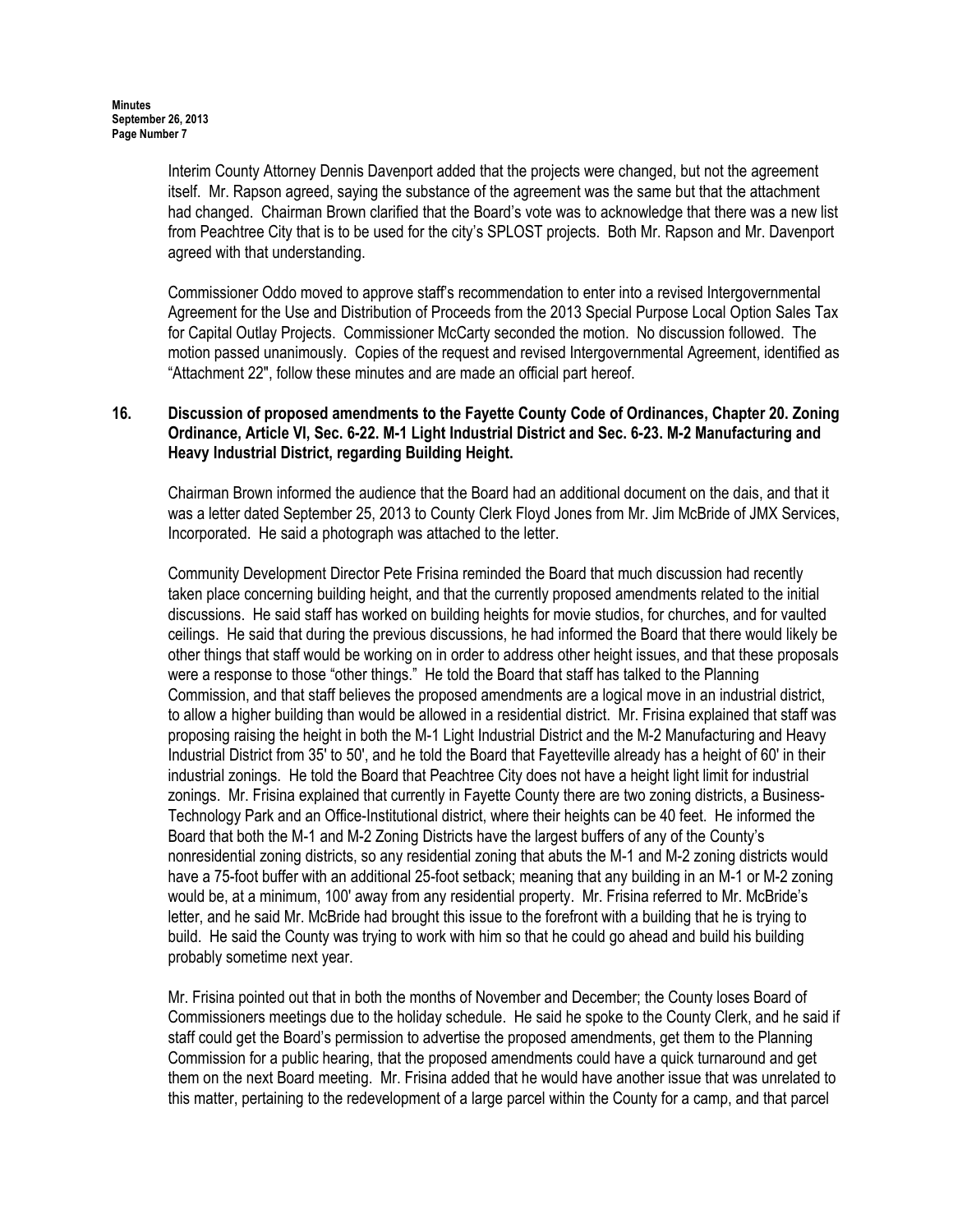Interim County Attorney Dennis Davenport added that the projects were changed, but not the agreement itself. Mr. Rapson agreed, saying the substance of the agreement was the same but that the attachment had changed. Chairman Brown clarified that the Board's vote was to acknowledge that there was a new list from Peachtree City that is to be used for the city's SPLOST projects. Both Mr. Rapson and Mr. Davenport agreed with that understanding.

Commissioner Oddo moved to approve staff's recommendation to enter into a revised Intergovernmental Agreement for the Use and Distribution of Proceeds from the 2013 Special Purpose Local Option Sales Tax for Capital Outlay Projects. Commissioner McCarty seconded the motion. No discussion followed. The motion passed unanimously. Copies of the request and revised Intergovernmental Agreement, identified as "Attachment 22", follow these minutes and are made an official part hereof.

**16. Discussion of proposed amendments to the Fayette County Code of Ordinances, Chapter 20. Zoning Ordinance, Article VI, Sec. 6-22. M-1 Light Industrial District and Sec. 6-23. M-2 Manufacturing and Heavy Industrial District, regarding Building Height.**

Chairman Brown informed the audience that the Board had an additional document on the dais, and that it was a letter dated September 25, 2013 to County Clerk Floyd Jones from Mr. Jim McBride of JMX Services, Incorporated. He said a photograph was attached to the letter.

Community Development Director Pete Frisina reminded the Board that much discussion had recently taken place concerning building height, and that the currently proposed amendments related to the initial discussions. He said staff has worked on building heights for movie studios, for churches, and for vaulted ceilings. He said that during the previous discussions, he had informed the Board that there would likely be other things that staff would be working on in order to address other height issues, and that these proposals were a response to those "other things." He told the Board that staff has talked to the Planning Commission, and that staff believes the proposed amendments are a logical move in an industrial district, to allow a higher building than would be allowed in a residential district. Mr. Frisina explained that staff was proposing raising the height in both the M-1 Light Industrial District and the M-2 Manufacturing and Heavy Industrial District from 35' to 50', and he told the Board that Fayetteville already has a height of 60' in their industrial zonings. He told the Board that Peachtree City does not have a height light limit for industrial zonings. Mr. Frisina explained that currently in Fayette County there are two zoning districts, a Business-Technology Park and an Office-Institutional district, where their heights can be 40 feet. He informed the Board that both the M-1 and M-2 Zoning Districts have the largest buffers of any of the County's nonresidential zoning districts, so any residential zoning that abuts the M-1 and M-2 zoning districts would have a 75-foot buffer with an additional 25-foot setback; meaning that any building in an M-1 or M-2 zoning would be, at a minimum, 100' away from any residential property. Mr. Frisina referred to Mr. McBride's letter, and he said Mr. McBride had brought this issue to the forefront with a building that he is trying to build. He said the County was trying to work with him so that he could go ahead and build his building probably sometime next year.

Mr. Frisina pointed out that in both the months of November and December; the County loses Board of Commissioners meetings due to the holiday schedule. He said he spoke to the County Clerk, and he said if staff could get the Board's permission to advertise the proposed amendments, get them to the Planning Commission for a public hearing, that the proposed amendments could have a quick turnaround and get them on the next Board meeting. Mr. Frisina added that he would have another issue that was unrelated to this matter, pertaining to the redevelopment of a large parcel within the County for a camp, and that parcel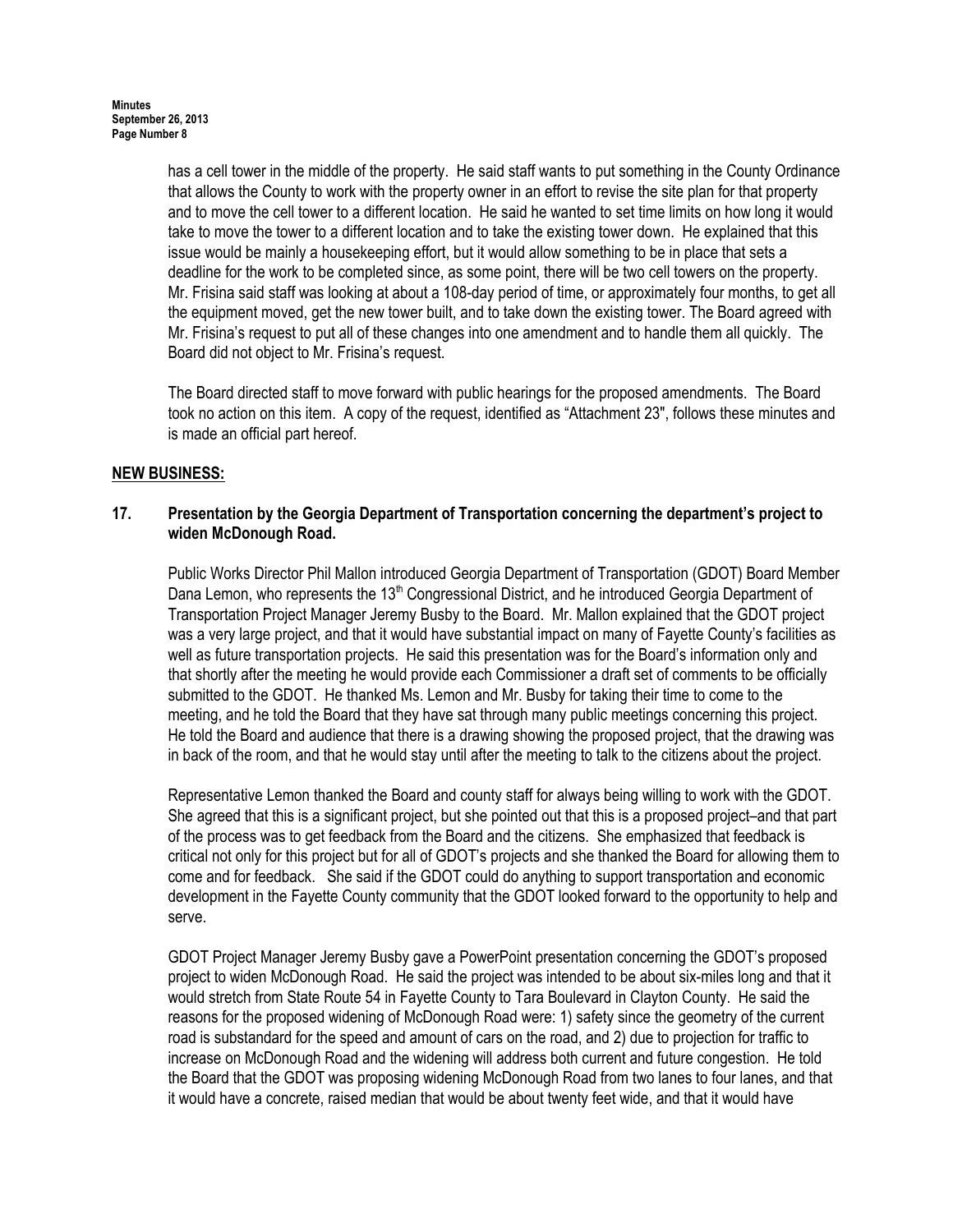has a cell tower in the middle of the property. He said staff wants to put something in the County Ordinance that allows the County to work with the property owner in an effort to revise the site plan for that property and to move the cell tower to a different location. He said he wanted to set time limits on how long it would take to move the tower to a different location and to take the existing tower down. He explained that this issue would be mainly a housekeeping effort, but it would allow something to be in place that sets a deadline for the work to be completed since, as some point, there will be two cell towers on the property. Mr. Frisina said staff was looking at about a 108-day period of time, or approximately four months, to get all the equipment moved, get the new tower built, and to take down the existing tower. The Board agreed with Mr. Frisina's request to put all of these changes into one amendment and to handle them all quickly. The Board did not object to Mr. Frisina's request.

The Board directed staff to move forward with public hearings for the proposed amendments. The Board took no action on this item. A copy of the request, identified as "Attachment 23", follows these minutes and is made an official part hereof.

## NEW BUSINESS:

### 17. Presentation by the Georgia Department of Transportation concerning the department's project to widen McDonough Road.

Public Works Director Phil Mallon introduced Georgia Department of Transportation (GDOT) Board Member Dana Lemon, who represents the 13th Congressional District, and he introduced Georgia Department of Transportation Project Manager Jeremy Busby to the Board. Mr. Mallon explained that the GDOT project was a very large project, and that it would have substantial impact on many of Fayette County's facilities as well as future transportation projects. He said this presentation was for the Board's information only and that shortly after the meeting he would provide each Commissioner a draft set of comments to be officially submitted to the GDOT. He thanked Ms. Lemon and Mr. Busby for taking their time to come to the meeting, and he told the Board that they have sat through many public meetings concerning this project. He told the Board and audience that there is a drawing showing the proposed project, that the drawing was in back of the room, and that he would stay until after the meeting to talk to the citizens about the project.

Representative Lemon thanked the Board and county staff for always being willing to work with the GDOT. She agreed that this is a significant project, but she pointed out that this is a proposed project–and that part of the process was to get feedback from the Board and the citizens. She emphasized that feedback is critical not only for this project but for all of GDOT's projects and she thanked the Board for allowing them to come and for feedback. She said if the GDOT could do anything to support transportation and economic development in the Fayette County community that the GDOT looked forward to the opportunity to help and serve.

GDOT Project Manager Jeremy Busby gave a PowerPoint presentation concerning the GDOT's proposed project to widen McDonough Road. He said the project was intended to be about six-miles long and that it would stretch from State Route 54 in Fayette County to Tara Boulevard in Clayton County. He said the reasons for the proposed widening of McDonough Road were: 1) safety since the geometry of the current road is substandard for the speed and amount of cars on the road, and 2) due to projection for traffic to increase on McDonough Road and the widening will address both current and future congestion. He told the Board that the GDOT was proposing widening McDonough Road from two lanes to four lanes, and that it would have a concrete, raised median that would be about twenty feet wide, and that it would have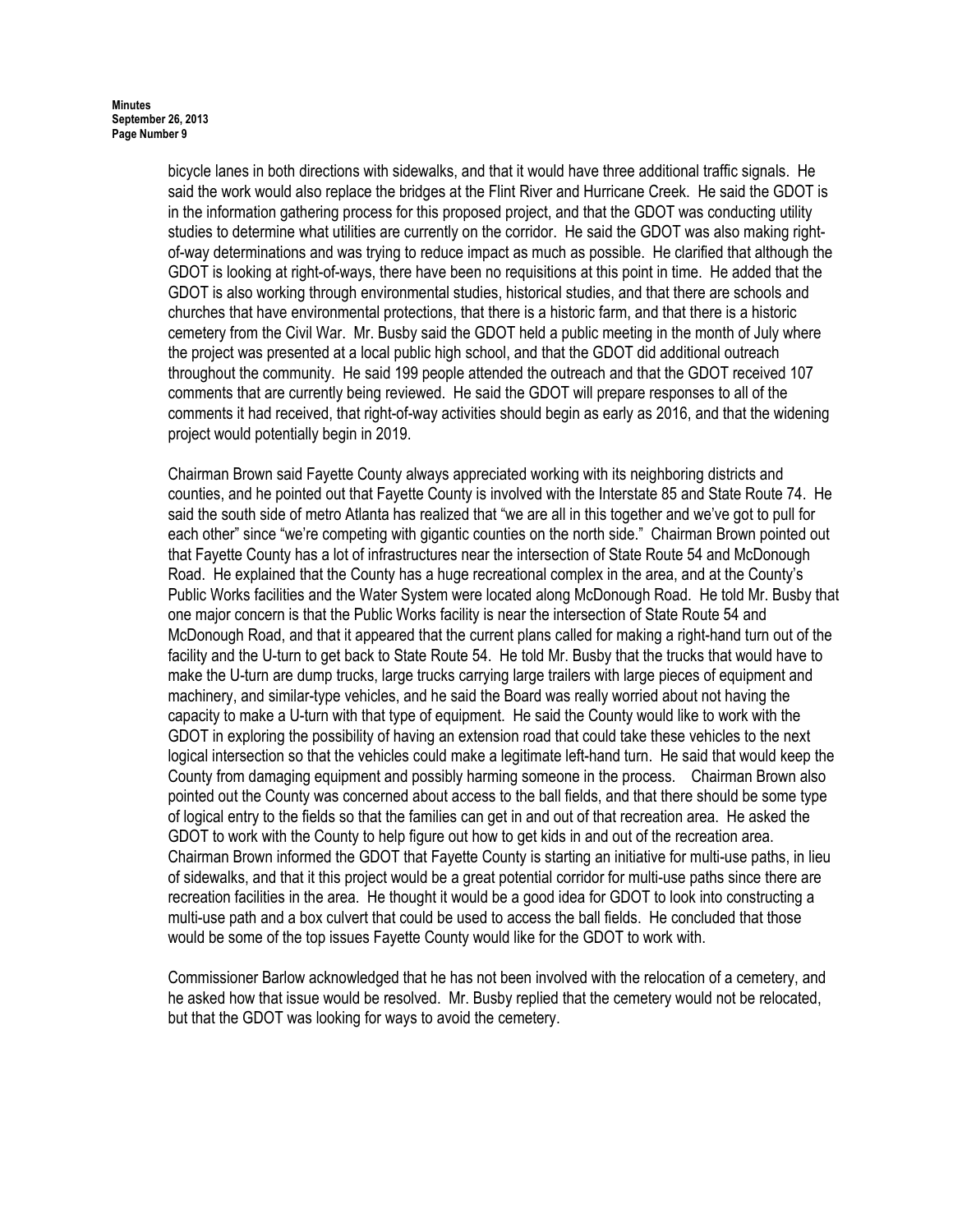bicycle lanes in both directions with sidewalks, and that it would have three additional traffic signals. He said the work would also replace the bridges at the Flint River and Hurricane Creek. He said the GDOT is in the information gathering process for this proposed project, and that the GDOT was conducting utility studies to determine what utilities are currently on the corridor. He said the GDOT was also making right-of-way determinations and was trying to reduce impact as much as possible. He clarified that although the GDOT is looking at right-of-ways, there have been no requisitions at this point in time. He added that the GDOT is also working through environmental studies, historical studies, and that there are schools and churches that have environmental protections, that there is a historic farm, and that there is a historic cemetery from the Civil War. Mr. Busby said the GDOT held a public meeting in the month of July where the project was presented at a local public high school, and that the GDOT did additional outreach throughout the community. He said 199 people attended the outreach and that the GDOT received 107 comments that are currently being reviewed. He said the GDOT will prepare responses to all of the comments it had received, that right-of-way activities should begin as early as 2016, and that the widening project would potentially begin in 2019.

Chairman Brown said Fayette County always appreciated working with its neighboring districts and counties, and he pointed out that Fayette County is involved with the Interstate 85 and State Route 74. He said the south side of metro Atlanta has realized that "we are all in this together and we've got to pull for each other" since "we're competing with gigantic counties on the north side." Chairman Brown pointed out that Fayette County has a lot of infrastructures near the intersection of State Route 54 and McDonough Road. He explained that the County has a huge recreational complex in the area, and at the County's Public Works facilities and the Water System were located along McDonough Road. He told Mr. Busby that one major concern is that the Public Works facility is near the intersection of State Route 54 and McDonough Road, and that it appeared that the current plans called for making a right-hand turn out of the facility and the U-turn to get back to State Route 54. He told Mr. Busby that the trucks that would have to make the U-turn are dump trucks, large trucks carrying large trailers with large pieces of equipment and machinery, and similar-type vehicles, and he said the Board was really worried about not having the capacity to make a U-turn with that type of equipment. He said the County would like to work with the GDOT in exploring the possibility of having an extension road that could take these vehicles to the next logical intersection so that the vehicles could make a legitimate left-hand turn. He said that would keep the County from damaging equipment and possibly harming someone in the process. Chairman Brown also pointed out the County was concerned about access to the ball fields, and that there should be some type of logical entry to the fields so that the families can get in and out of that recreation area. He asked the GDOT to work with the County to help figure out how to get kids in and out of the recreation area. Chairman Brown informed the GDOT that Fayette County is starting an initiative for multi-use paths, in lieu of sidewalks, and that it this project would be a great potential corridor for multi-use paths since there are recreation facilities in the area. He thought it would be a good idea for GDOT to look into constructing a multi-use path and a box culvert that could be used to access the ball fields. He concluded that those would be some of the top issues Fayette County would like for the GDOT to work with.

Commissioner Barlow acknowledged that he has not been involved with the relocation of a cemetery, and he asked how that issue would be resolved. Mr. Busby replied that the cemetery would not be relocated, but that the GDOT was looking for ways to avoid the cemetery.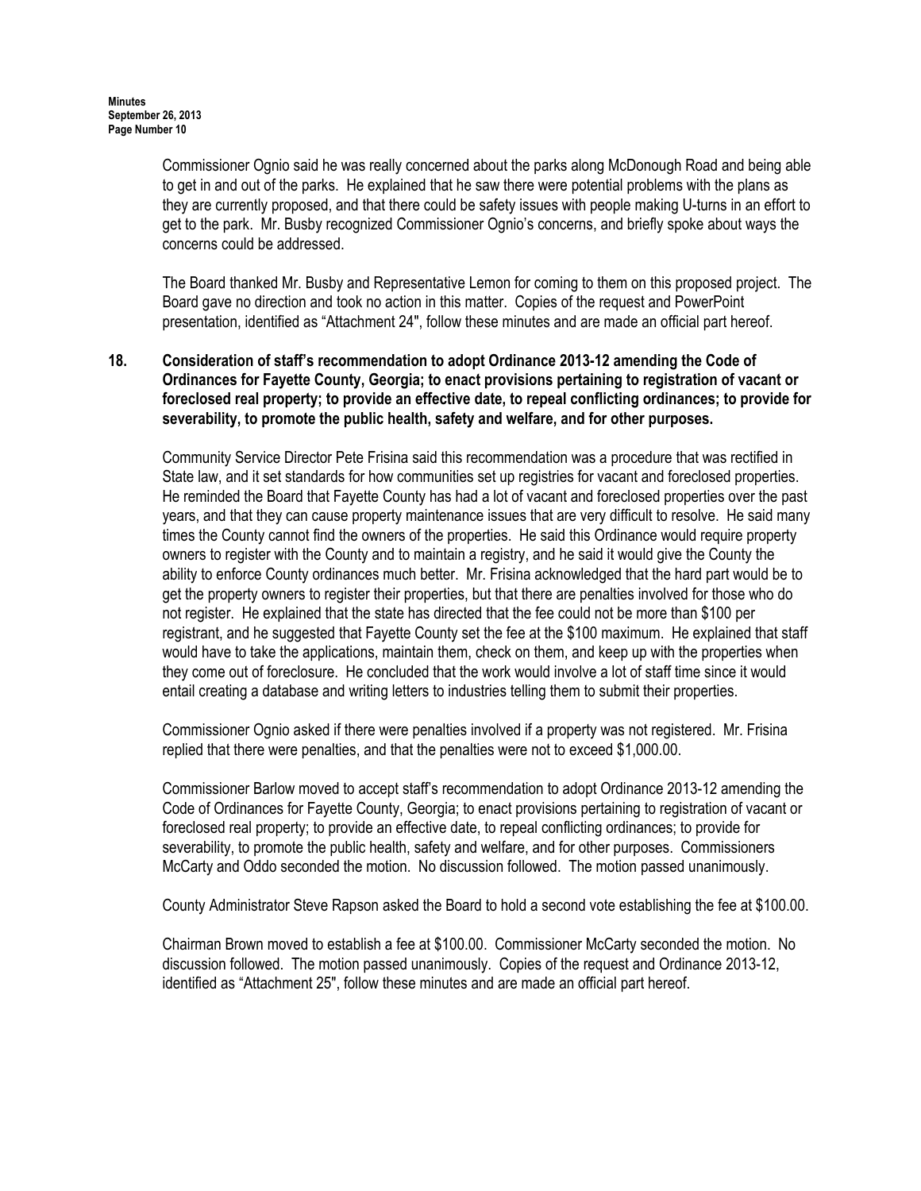Commissioner Ognio said he was really concerned about the parks along McDonough Road and being able to get in and out of the parks. He explained that he saw there were potential problems with the plans as they are currently proposed, and that there could be safety issues with people making U-turns in an effort to get to the park. Mr. Busby recognized Commissioner Ognio's concerns, and briefly spoke about ways the concerns could be addressed.

The Board thanked Mr. Busby and Representative Lemon for coming to them on this proposed project. The Board gave no direction and took no action in this matter. Copies of the request and PowerPoint presentation, identified as "Attachment 24", follow these minutes and are made an official part hereof.

**18. Consideration of staff's recommendation to adopt Ordinance 2013-12 amending the Code of Ordinances for Fayette County, Georgia; to enact provisions pertaining to registration of vacant or foreclosed real property; to provide an effective date, to repeal conflicting ordinances; to provide for severability, to promote the public health, safety and welfare, and for other purposes.**

Community Service Director Pete Frisina said this recommendation was a procedure that was rectified in State law, and it set standards for how communities set up registries for vacant and foreclosed properties. He reminded the Board that Fayette County has had a lot of vacant and foreclosed properties over the past years, and that they can cause property maintenance issues that are very difficult to resolve. He said many times the County cannot find the owners of the properties. He said this Ordinance would require property owners to register with the County and to maintain a registry, and he said it would give the County the ability to enforce County ordinances much better. Mr. Frisina acknowledged that the hard part would be to get the property owners to register their properties, but that there are penalties involved for those who do not register. He explained that the state has directed that the fee could not be more than $100 per registrant, and he suggested that Fayette County set the fee at the $100 maximum. He explained that staff would have to take the applications, maintain them, check on them, and keep up with the properties when they come out of foreclosure. He concluded that the work would involve a lot of staff time since it would entail creating a database and writing letters to industries telling them to submit their properties.

Commissioner Ognio asked if there were penalties involved if a property was not registered. Mr. Frisina replied that there were penalties, and that the penalties were not to exceed $1,000.00.

Commissioner Barlow moved to accept staff's recommendation to adopt Ordinance 2013-12 amending the Code of Ordinances for Fayette County, Georgia; to enact provisions pertaining to registration of vacant or foreclosed real property; to provide an effective date, to repeal conflicting ordinances; to provide for severability, to promote the public health, safety and welfare, and for other purposes. Commissioners McCarty and Oddo seconded the motion. No discussion followed. The motion passed unanimously.

County Administrator Steve Rapson asked the Board to hold a second vote establishing the fee at $100.00.

Chairman Brown moved to establish a fee at $100.00. Commissioner McCarty seconded the motion. No discussion followed. The motion passed unanimously. Copies of the request and Ordinance 2013-12, identified as "Attachment 25", follow these minutes and are made an official part hereof.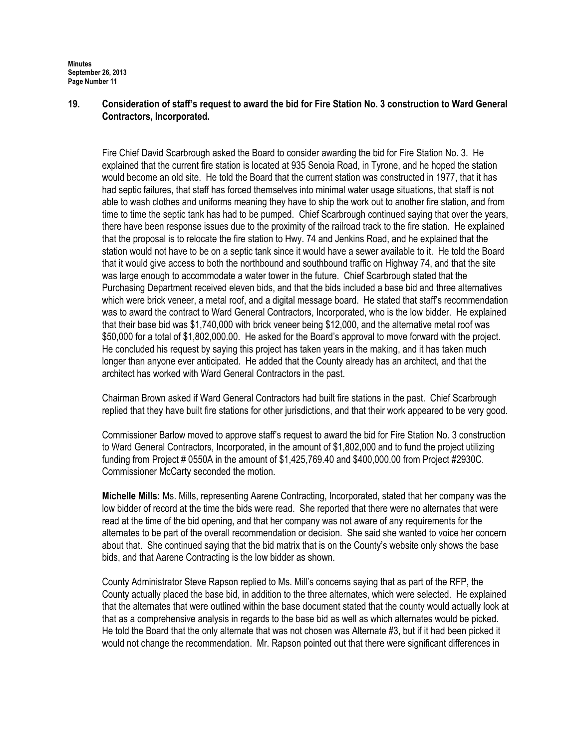**19. Consideration of staff's request to award the bid for Fire Station No. 3 construction to Ward General Contractors, Incorporated.**

Fire Chief David Scarbrough asked the Board to consider awarding the bid for Fire Station No. 3. He explained that the current fire station is located at 935 Senoia Road, in Tyrone, and he hoped the station would become an old site. He told the Board that the current station was constructed in 1977, that it has had septic failures, that staff has forced themselves into minimal water usage situations, that staff is not able to wash clothes and uniforms meaning they have to ship the work out to another fire station, and from time to time the septic tank has had to be pumped. Chief Scarbrough continued saying that over the years, there have been response issues due to the proximity of the railroad track to the fire station. He explained that the proposal is to relocate the fire station to Hwy. 74 and Jenkins Road, and he explained that the station would not have to be on a septic tank since it would have a sewer available to it. He told the Board that it would give access to both the northbound and southbound traffic on Highway 74, and that the site was large enough to accommodate a water tower in the future. Chief Scarbrough stated that the Purchasing Department received eleven bids, and that the bids included a base bid and three alternatives which were brick veneer, a metal roof, and a digital message board. He stated that staff's recommendation was to award the contract to Ward General Contractors, Incorporated, who is the low bidder. He explained that their base bid was $1,740,000 with brick veneer being $12,000, and the alternative metal roof was $50,000 for a total of $1,802,000.00. He asked for the Board's approval to move forward with the project. He concluded his request by saying this project has taken years in the making, and it has taken much longer than anyone ever anticipated. He added that the County already has an architect, and that the architect has worked with Ward General Contractors in the past.

Chairman Brown asked if Ward General Contractors had built fire stations in the past. Chief Scarbrough replied that they have built fire stations for other jurisdictions, and that their work appeared to be very good.

Commissioner Barlow moved to approve staff's request to award the bid for Fire Station No. 3 construction to Ward General Contractors, Incorporated, in the amount of $1,802,000 and to fund the project utilizing funding from Project # 0550A in the amount of $1,425,769.40 and $400,000.00 from Project #2930C. Commissioner McCarty seconded the motion.

**Michelle Mills:** Ms. Mills, representing Aarene Contracting, Incorporated, stated that her company was the low bidder of record at the time the bids were read. She reported that there were no alternates that were read at the time of the bid opening, and that her company was not aware of any requirements for the alternates to be part of the overall recommendation or decision. She said she wanted to voice her concern about that. She continued saying that the bid matrix that is on the County's website only shows the base bids, and that Aarene Contracting is the low bidder as shown.

County Administrator Steve Rapson replied to Ms. Mill's concerns saying that as part of the RFP, the County actually placed the base bid, in addition to the three alternates, which were selected. He explained that the alternates that were outlined within the base document stated that the county would actually look at that as a comprehensive analysis in regards to the base bid as well as which alternates would be picked. He told the Board that the only alternate that was not chosen was Alternate #3, but if it had been picked it would not change the recommendation. Mr. Rapson pointed out that there were significant differences in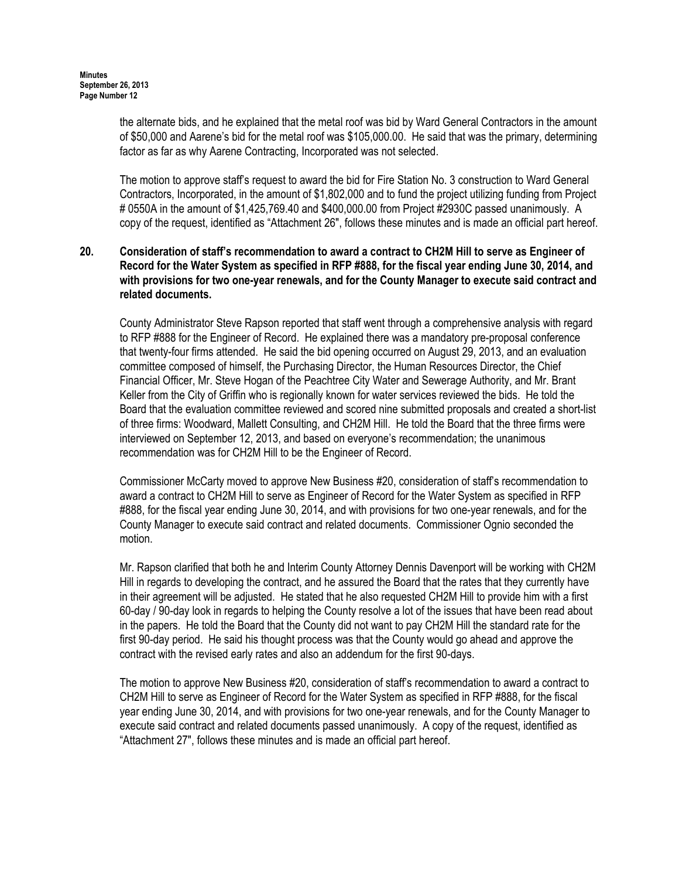the alternate bids, and he explained that the metal roof was bid by Ward General Contractors in the amount of $50,000 and Aarene's bid for the metal roof was $105,000.00. He said that was the primary, determining factor as far as why Aarene Contracting, Incorporated was not selected.

The motion to approve staff's request to award the bid for Fire Station No. 3 construction to Ward General Contractors, Incorporated, in the amount of $1,802,000 and to fund the project utilizing funding from Project # 0550A in the amount of $1,425,769.40 and $400,000.00 from Project #2930C passed unanimously. A copy of the request, identified as "Attachment 26", follows these minutes and is made an official part hereof.

**20. Consideration of staff's recommendation to award a contract to CH2M Hill to serve as Engineer of Record for the Water System as specified in RFP #888, for the fiscal year ending June 30, 2014, and with provisions for two one-year renewals, and for the County Manager to execute said contract and related documents.**

County Administrator Steve Rapson reported that staff went through a comprehensive analysis with regard to RFP #888 for the Engineer of Record. He explained there was a mandatory pre-proposal conference that twenty-four firms attended. He said the bid opening occurred on August 29, 2013, and an evaluation committee composed of himself, the Purchasing Director, the Human Resources Director, the Chief Financial Officer, Mr. Steve Hogan of the Peachtree City Water and Sewerage Authority, and Mr. Brant Keller from the City of Griffin who is regionally known for water services reviewed the bids. He told the Board that the evaluation committee reviewed and scored nine submitted proposals and created a short-list of three firms: Woodward, Mallett Consulting, and CH2M Hill. He told the Board that the three firms were interviewed on September 12, 2013, and based on everyone's recommendation; the unanimous recommendation was for CH2M Hill to be the Engineer of Record.

Commissioner McCarty moved to approve New Business #20, consideration of staff's recommendation to award a contract to CH2M Hill to serve as Engineer of Record for the Water System as specified in RFP #888, for the fiscal year ending June 30, 2014, and with provisions for two one-year renewals, and for the County Manager to execute said contract and related documents. Commissioner Ognio seconded the motion.

Mr. Rapson clarified that both he and Interim County Attorney Dennis Davenport will be working with CH2M Hill in regards to developing the contract, and he assured the Board that the rates that they currently have in their agreement will be adjusted. He stated that he also requested CH2M Hill to provide him with a first 60-day / 90-day look in regards to helping the County resolve a lot of the issues that have been read about in the papers. He told the Board that the County did not want to pay CH2M Hill the standard rate for the first 90-day period. He said his thought process was that the County would go ahead and approve the contract with the revised early rates and also an addendum for the first 90-days.

The motion to approve New Business #20, consideration of staff's recommendation to award a contract to CH2M Hill to serve as Engineer of Record for the Water System as specified in RFP #888, for the fiscal year ending June 30, 2014, and with provisions for two one-year renewals, and for the County Manager to execute said contract and related documents passed unanimously. A copy of the request, identified as "Attachment 27", follows these minutes and is made an official part hereof.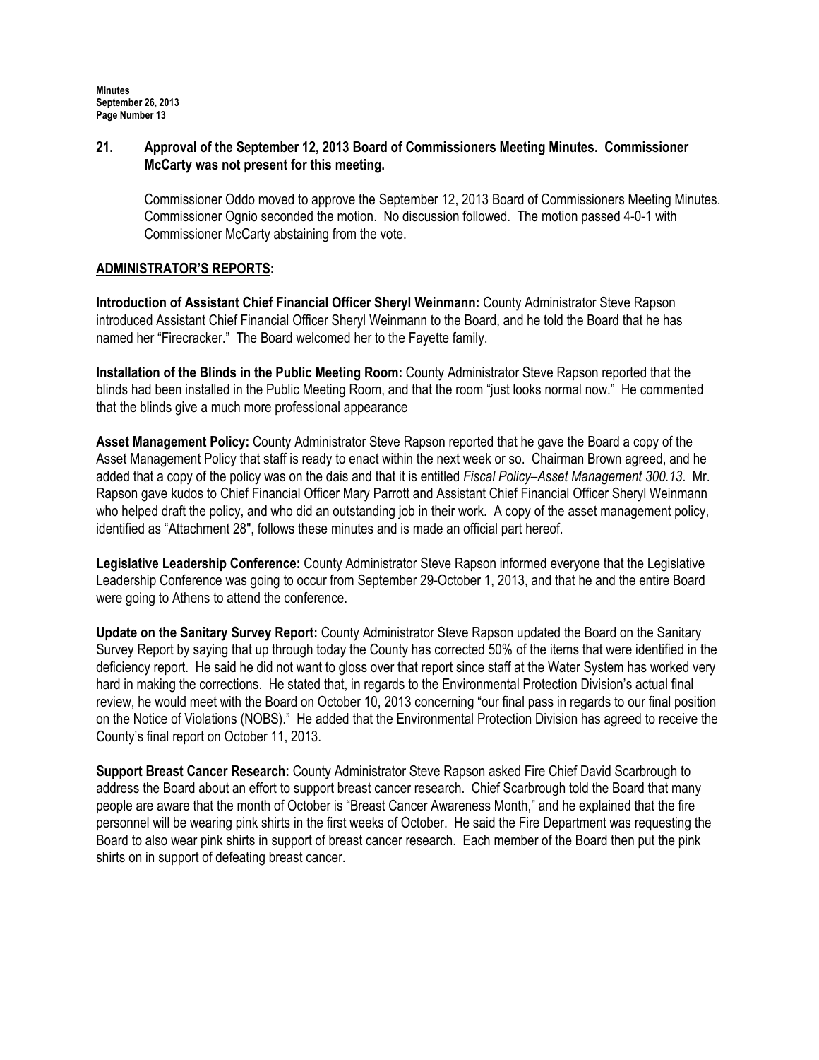**21. Approval of the September 12, 2013 Board of Commissioners Meeting Minutes. Commissioner McCarty was not present for this meeting.**

Commissioner Oddo moved to approve the September 12, 2013 Board of Commissioners Meeting Minutes. Commissioner Ognio seconded the motion. No discussion followed. The motion passed 4-0-1 with Commissioner McCarty abstaining from the vote.

**ADMINISTRATOR'S REPORTS:**

**Introduction of Assistant Chief Financial Officer Sheryl Weinmann:** County Administrator Steve Rapson introduced Assistant Chief Financial Officer Sheryl Weinmann to the Board, and he told the Board that he has named her "Firecracker." The Board welcomed her to the Fayette family.

**Installation of the Blinds in the Public Meeting Room:** County Administrator Steve Rapson reported that the blinds had been installed in the Public Meeting Room, and that the room "just looks normal now." He commented that the blinds give a much more professional appearance

**Asset Management Policy:** County Administrator Steve Rapson reported that he gave the Board a copy of the Asset Management Policy that staff is ready to enact within the next week or so. Chairman Brown agreed, and he added that a copy of the policy was on the dais and that it is entitled *Fiscal Policy–Asset Management 300.13*. Mr. Rapson gave kudos to Chief Financial Officer Mary Parrott and Assistant Chief Financial Officer Sheryl Weinmann who helped draft the policy, and who did an outstanding job in their work. A copy of the asset management policy, identified as "Attachment 28", follows these minutes and is made an official part hereof.

**Legislative Leadership Conference:** County Administrator Steve Rapson informed everyone that the Legislative Leadership Conference was going to occur from September 29-October 1, 2013, and that he and the entire Board were going to Athens to attend the conference.

**Update on the Sanitary Survey Report:** County Administrator Steve Rapson updated the Board on the Sanitary Survey Report by saying that up through today the County has corrected 50% of the items that were identified in the deficiency report. He said he did not want to gloss over that report since staff at the Water System has worked very hard in making the corrections. He stated that, in regards to the Environmental Protection Division's actual final review, he would meet with the Board on October 10, 2013 concerning "our final pass in regards to our final position on the Notice of Violations (NOBS)." He added that the Environmental Protection Division has agreed to receive the County's final report on October 11, 2013.

**Support Breast Cancer Research:** County Administrator Steve Rapson asked Fire Chief David Scarbrough to address the Board about an effort to support breast cancer research. Chief Scarbrough told the Board that many people are aware that the month of October is "Breast Cancer Awareness Month," and he explained that the fire personnel will be wearing pink shirts in the first weeks of October. He said the Fire Department was requesting the Board to also wear pink shirts in support of breast cancer research. Each member of the Board then put the pink shirts on in support of defeating breast cancer.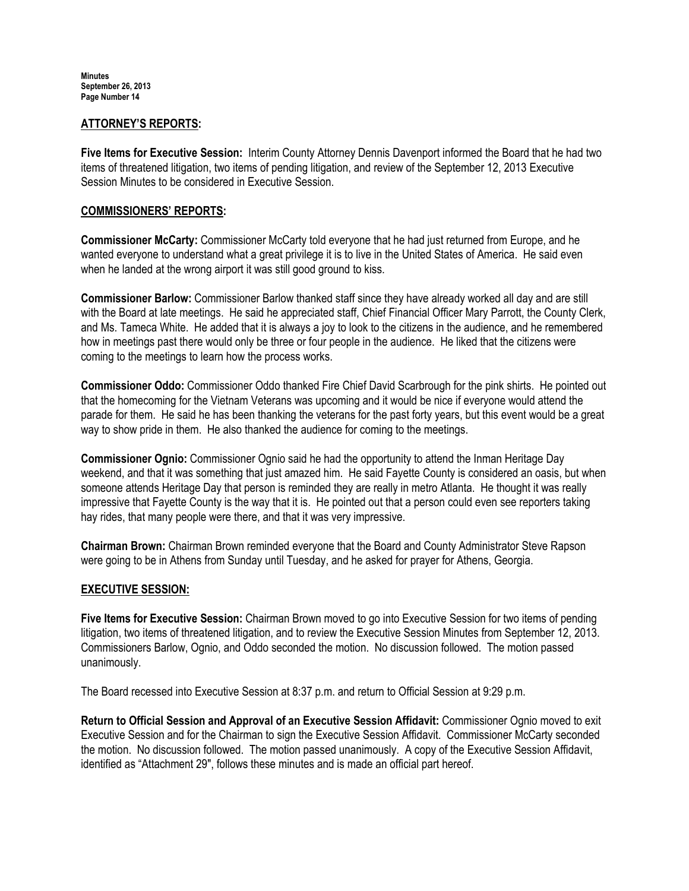## ATTORNEY'S REPORTS:

**Five Items for Executive Session:** Interim County Attorney Dennis Davenport informed the Board that he had two items of threatened litigation, two items of pending litigation, and review of the September 12, 2013 Executive Session Minutes to be considered in Executive Session.

## COMMISSIONERS' REPORTS:

**Commissioner McCarty:** Commissioner McCarty told everyone that he had just returned from Europe, and he wanted everyone to understand what a great privilege it is to live in the United States of America. He said even when he landed at the wrong airport it was still good ground to kiss.

**Commissioner Barlow:** Commissioner Barlow thanked staff since they have already worked all day and are still with the Board at late meetings. He said he appreciated staff, Chief Financial Officer Mary Parrott, the County Clerk, and Ms. Tameca White. He added that it is always a joy to look to the citizens in the audience, and he remembered how in meetings past there would only be three or four people in the audience. He liked that the citizens were coming to the meetings to learn how the process works.

**Commissioner Oddo:** Commissioner Oddo thanked Fire Chief David Scarbrough for the pink shirts. He pointed out that the homecoming for the Vietnam Veterans was upcoming and it would be nice if everyone would attend the parade for them. He said he has been thanking the veterans for the past forty years, but this event would be a great way to show pride in them. He also thanked the audience for coming to the meetings.

**Commissioner Ognio:** Commissioner Ognio said he had the opportunity to attend the Inman Heritage Day weekend, and that it was something that just amazed him. He said Fayette County is considered an oasis, but when someone attends Heritage Day that person is reminded they are really in metro Atlanta. He thought it was really impressive that Fayette County is the way that it is. He pointed out that a person could even see reporters taking hay rides, that many people were there, and that it was very impressive.

**Chairman Brown:** Chairman Brown reminded everyone that the Board and County Administrator Steve Rapson were going to be in Athens from Sunday until Tuesday, and he asked for prayer for Athens, Georgia.

## EXECUTIVE SESSION:

**Five Items for Executive Session:** Chairman Brown moved to go into Executive Session for two items of pending litigation, two items of threatened litigation, and to review the Executive Session Minutes from September 12, 2013. Commissioners Barlow, Ognio, and Oddo seconded the motion. No discussion followed. The motion passed unanimously.

The Board recessed into Executive Session at 8:37 p.m. and return to Official Session at 9:29 p.m.

**Return to Official Session and Approval of an Executive Session Affidavit:** Commissioner Ognio moved to exit Executive Session and for the Chairman to sign the Executive Session Affidavit. Commissioner McCarty seconded the motion. No discussion followed. The motion passed unanimously. A copy of the Executive Session Affidavit, identified as "Attachment 29", follows these minutes and is made an official part hereof.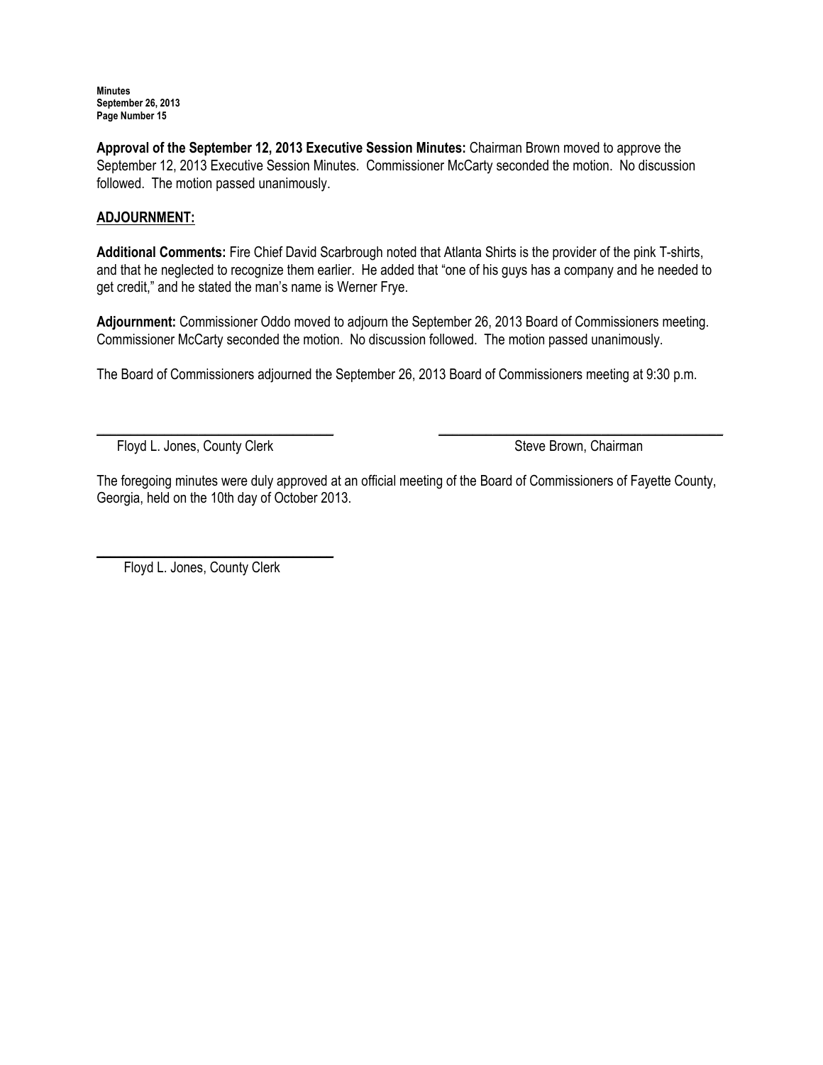**Approval of the September 12, 2013 Executive Session Minutes:** Chairman Brown moved to approve the September 12, 2013 Executive Session Minutes. Commissioner McCarty seconded the motion. No discussion followed. The motion passed unanimously.

## ADJOURNMENT:

**Additional Comments:** Fire Chief David Scarbrough noted that Atlanta Shirts is the provider of the pink T-shirts, and that he neglected to recognize them earlier. He added that "one of his guys has a company and he needed to get credit," and he stated the man's name is Werner Frye.

**Adjournment:** Commissioner Oddo moved to adjourn the September 26, 2013 Board of Commissioners meeting. Commissioner McCarty seconded the motion. No discussion followed. The motion passed unanimously.

The Board of Commissioners adjourned the September 26, 2013 Board of Commissioners meeting at 9:30 p.m.

___________________________________ ___________________________________

Floyd L. Jones, County Clerk Steve Brown, Chairman

The foregoing minutes were duly approved at an official meeting of the Board of Commissioners of Fayette County, Georgia, held on the 10th day of October 2013.

___________________________________

Floyd L. Jones, County Clerk